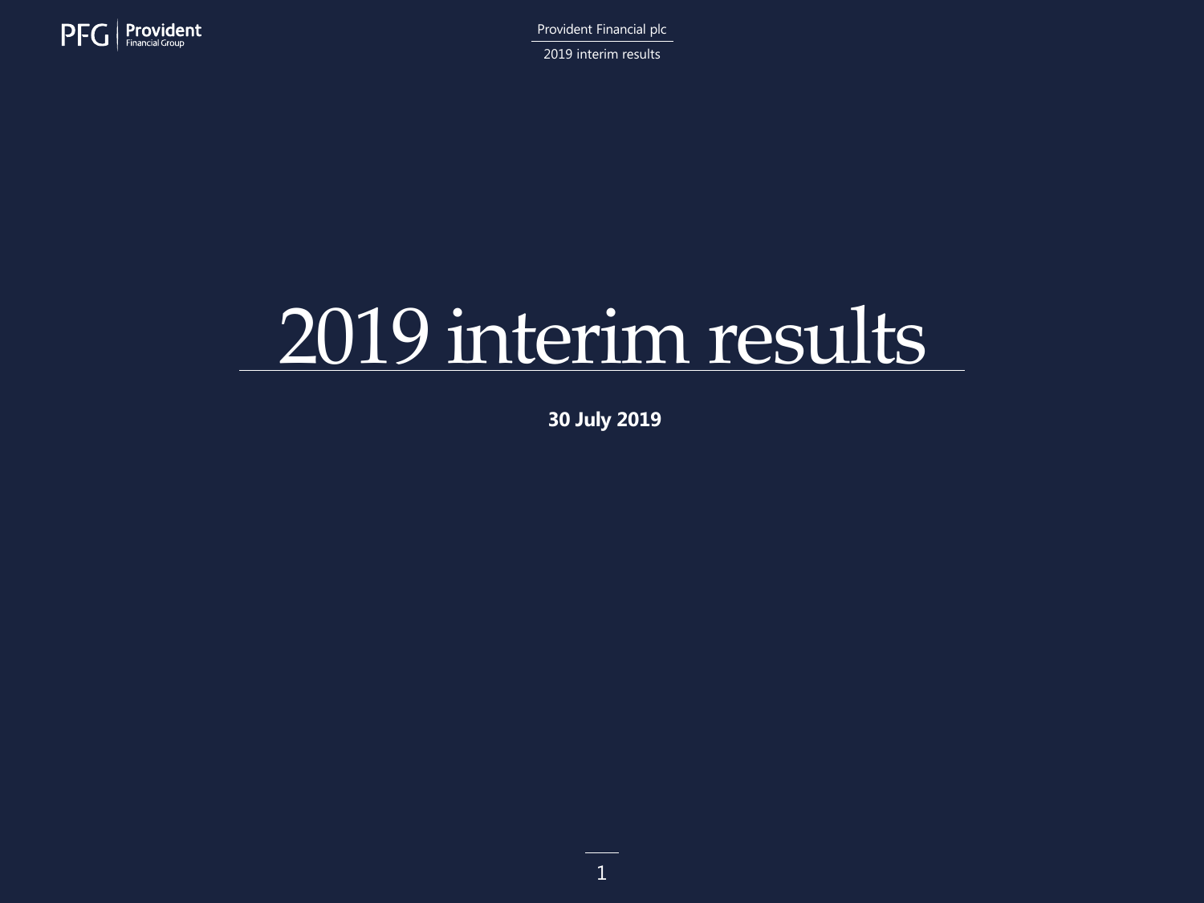# 2019 interim results

**30 July 2019**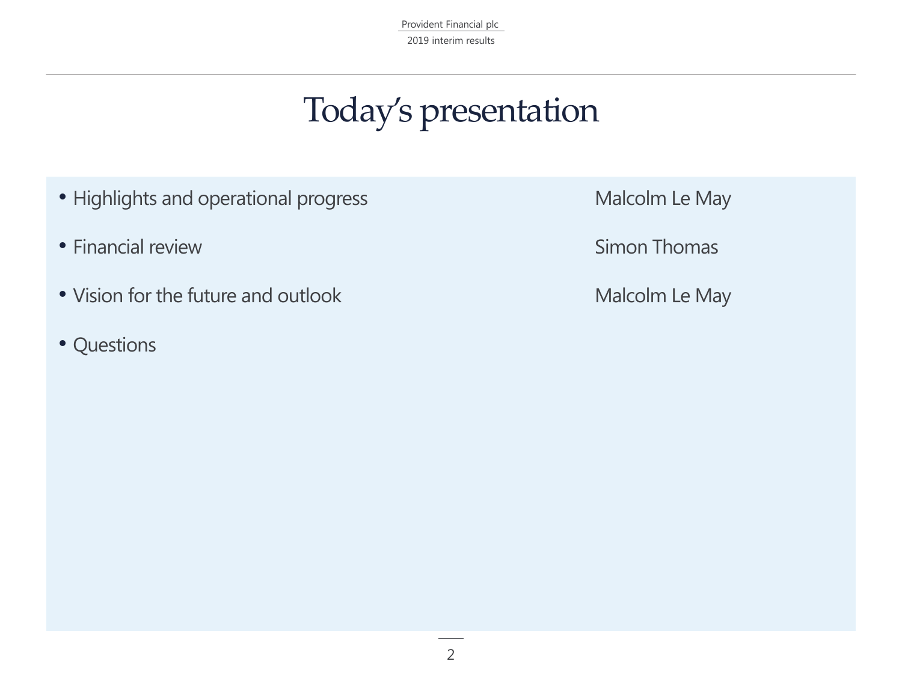# Today's presentation

| | |
|---|---|
| • Highlights and operational progress | Malcolm Le May |
| • Financial review | Simon Thomas |
| • Vision for the future and outlook | Malcolm Le May |
| • Questions | |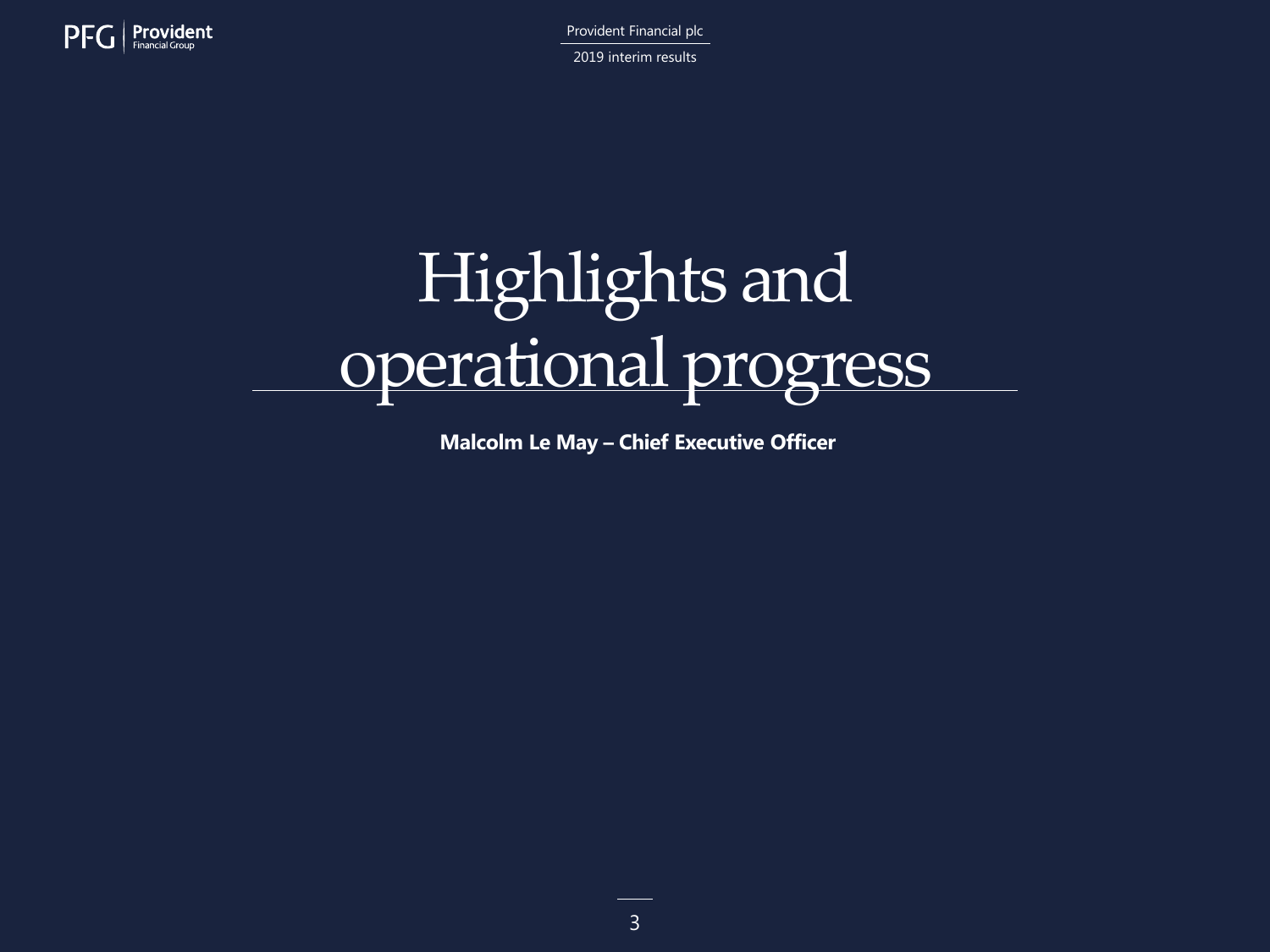# Highlights and operational progress

**Malcolm Le May – Chief Executive Officer**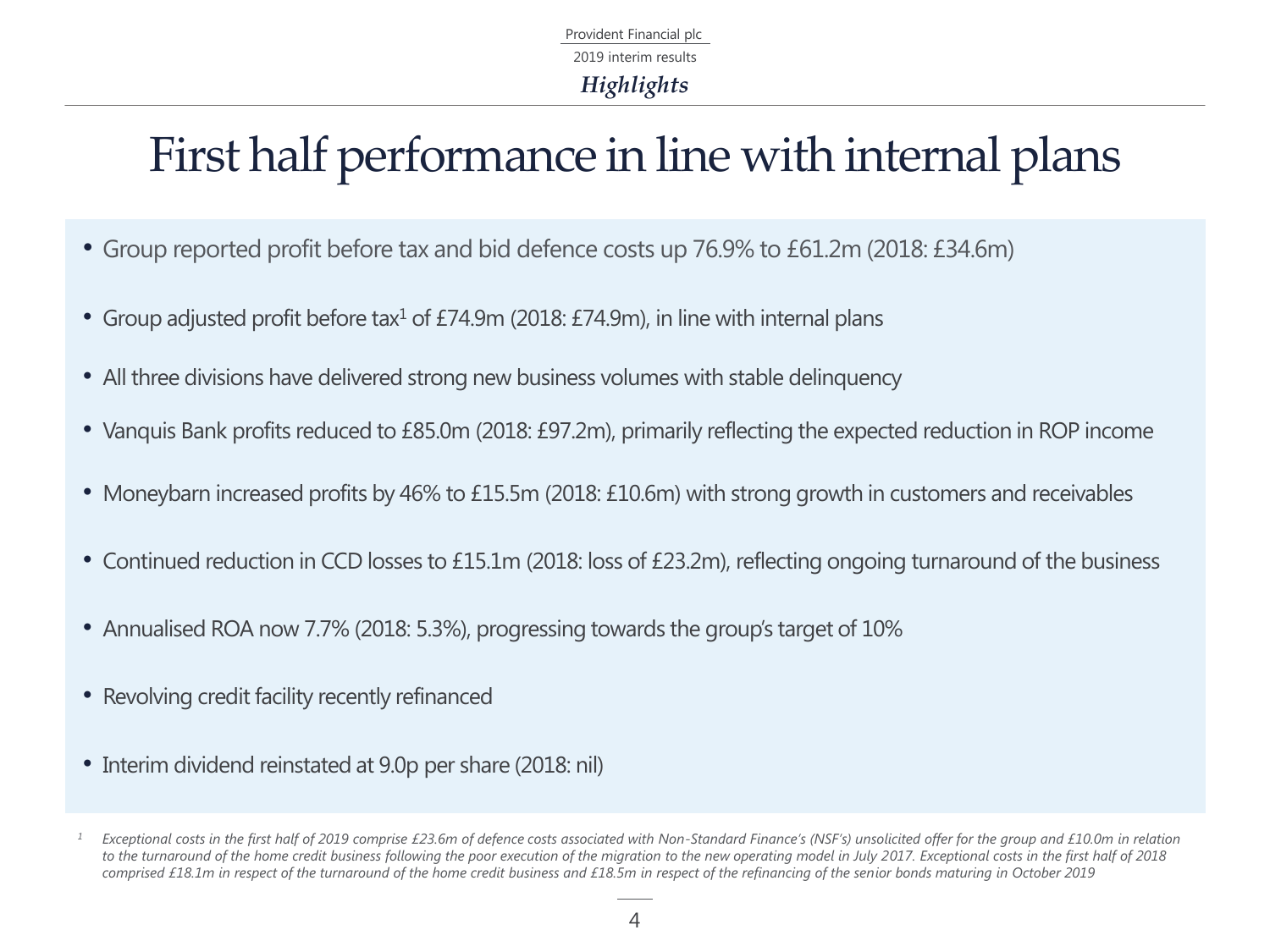# First half performance in line with internal plans

- Group reported profit before tax and bid defence costs up 76.9% to £61.2m (2018: £34.6m)
- Group adjusted profit before tax[1] of £74.9m (2018: £74.9m), in line with internal plans
- All three divisions have delivered strong new business volumes with stable delinquency
- Vanquis Bank profits reduced to £85.0m (2018: £97.2m), primarily reflecting the expected reduction in ROP income
- Moneybarn increased profits by 46% to £15.5m (2018: £10.6m) with strong growth in customers and receivables
- Continued reduction in CCD losses to £15.1m (2018: loss of £23.2m), reflecting ongoing turnaround of the business
- Annualised ROA now 7.7% (2018: 5.3%), progressing towards the group's target of 10%
- Revolving credit facility recently refinanced
- Interim dividend reinstated at 9.0p per share (2018: nil)

[1] *Exceptional costs in the first half of 2019 comprise £23.6m of defence costs associated with Non-Standard Finance's (NSF's) unsolicited offer for the group and £10.0m in relation to the turnaround of the home credit business following the poor execution of the migration to the new operating model in July 2017. Exceptional costs in the first half of 2018 comprised £18.1m in respect of the turnaround of the home credit business and £18.5m in respect of the refinancing of the senior bonds maturing in October 2019*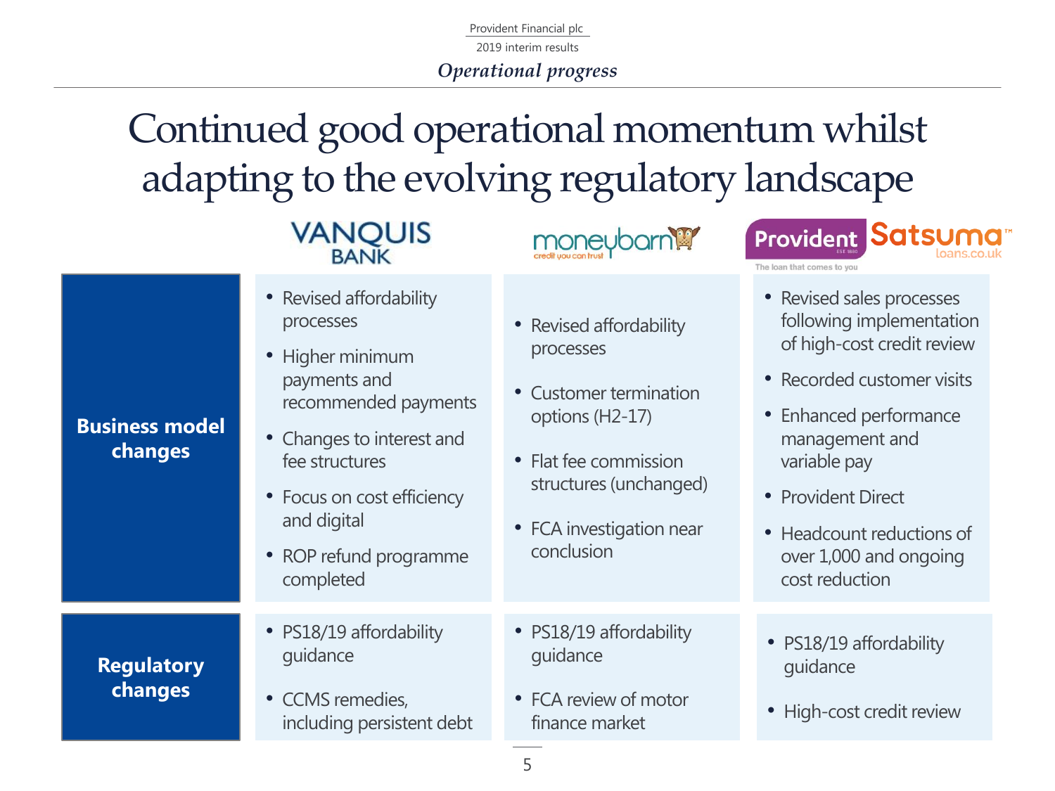*Operational progress*

# Continued good operational momentum whilst adapting to the evolving regulatory landscape

| | Vanquis Bank | Moneybarn | Provident / Satsuma |
|---|---|---|---|
| **Business model changes** | • Revised affordability processes<br>• Higher minimum payments and recommended payments<br>• Changes to interest and fee structures<br>• Focus on cost efficiency and digital<br>• ROP refund programme completed | • Revised affordability processes<br>• Customer termination options (H2-17)<br>• Flat fee commission structures (unchanged)<br>• FCA investigation near conclusion | • Revised sales processes following implementation of high-cost credit review<br>• Recorded customer visits<br>• Enhanced performance management and variable pay<br>• Provident Direct<br>• Headcount reductions of over 1,000 and ongoing cost reduction |
| **Regulatory changes** | • PS18/19 affordability guidance<br>• CCMS remedies, including persistent debt | • PS18/19 affordability guidance<br>• FCA review of motor finance market | • PS18/19 affordability guidance<br>• High-cost credit review |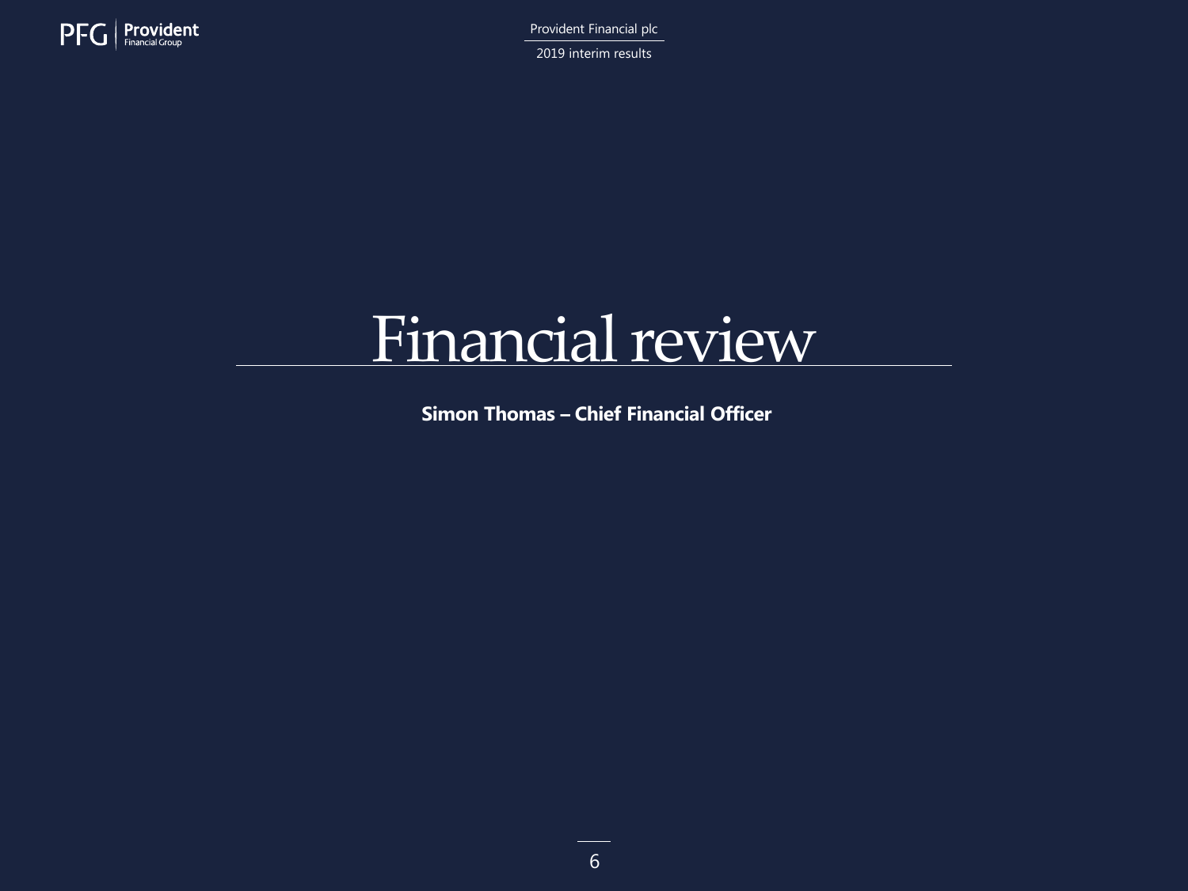# Financial review

**Simon Thomas – Chief Financial Officer**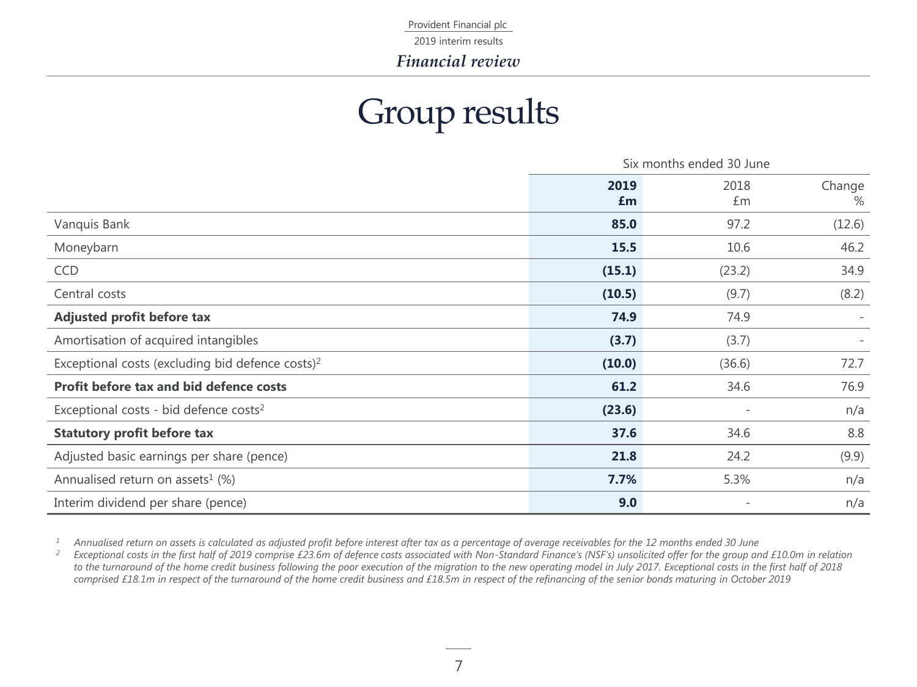# Group results

| | Six months ended 30 June | | |
|---|---|---|---|
| | **2019 £m** | 2018 £m | Change % |
| Vanquis Bank | **85.0** | 97.2 | (12.6) |
| Moneybarn | **15.5** | 10.6 | 46.2 |
| CCD | **(15.1)** | (23.2) | 34.9 |
| Central costs | **(10.5)** | (9.7) | (8.2) |
| **Adjusted profit before tax** | **74.9** | 74.9 | - |
| Amortisation of acquired intangibles | **(3.7)** | (3.7) | - |
| Exceptional costs (excluding bid defence costs)[2] | **(10.0)** | (36.6) | 72.7 |
| **Profit before tax and bid defence costs** | **61.2** | 34.6 | 76.9 |
| Exceptional costs - bid defence costs[2] | **(23.6)** | - | n/a |
| **Statutory profit before tax** | **37.6** | 34.6 | 8.8 |
| Adjusted basic earnings per share (pence) | **21.8** | 24.2 | (9.9) |
| Annualised return on assets[1] (%) | **7.7%** | 5.3% | n/a |
| Interim dividend per share (pence) | **9.0** | - | n/a |

[1] *Annualised return on assets is calculated as adjusted profit before interest after tax as a percentage of average receivables for the 12 months ended 30 June*

[2] *Exceptional costs in the first half of 2019 comprise £23.6m of defence costs associated with Non-Standard Finance's (NSF's) unsolicited offer for the group and £10.0m in relation to the turnaround of the home credit business following the poor execution of the migration to the new operating model in July 2017. Exceptional costs in the first half of 2018 comprised £18.1m in respect of the turnaround of the home credit business and £18.5m in respect of the refinancing of the senior bonds maturing in October 2019*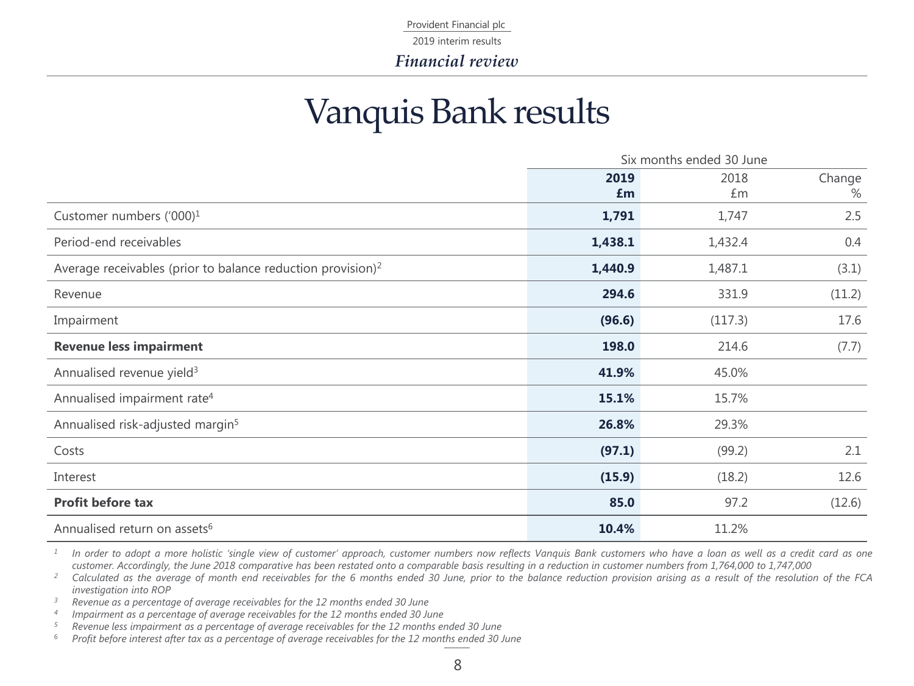# Vanquis Bank results

| | Six months ended 30 June | | |
|---|---|---|---|
| | **2019 £m** | 2018 £m | Change % |
| Customer numbers ('000)[1] | **1,791** | 1,747 | 2.5 |
| Period-end receivables | **1,438.1** | 1,432.4 | 0.4 |
| Average receivables (prior to balance reduction provision)[2] | **1,440.9** | 1,487.1 | (3.1) |
| Revenue | **294.6** | 331.9 | (11.2) |
| Impairment | **(96.6)** | (117.3) | 17.6 |
| **Revenue less impairment** | **198.0** | 214.6 | (7.7) |
| Annualised revenue yield[3] | **41.9%** | 45.0% | |
| Annualised impairment rate[4] | **15.1%** | 15.7% | |
| Annualised risk-adjusted margin[5] | **26.8%** | 29.3% | |
| Costs | **(97.1)** | (99.2) | 2.1 |
| Interest | **(15.9)** | (18.2) | 12.6 |
| **Profit before tax** | **85.0** | 97.2 | (12.6) |
| Annualised return on assets[6] | **10.4%** | 11.2% | |

[1] *In order to adopt a more holistic 'single view of customer' approach, customer numbers now reflects Vanquis Bank customers who have a loan as well as a credit card as one customer. Accordingly, the June 2018 comparative has been restated onto a comparable basis resulting in a reduction in customer numbers from 1,764,000 to 1,747,000*

[2] *Calculated as the average of month end receivables for the 6 months ended 30 June, prior to the balance reduction provision arising as a result of the resolution of the FCA investigation into ROP*

[3] *Revenue as a percentage of average receivables for the 12 months ended 30 June*

[4] *Impairment as a percentage of average receivables for the 12 months ended 30 June*

[5] *Revenue less impairment as a percentage of average receivables for the 12 months ended 30 June*

[6] *Profit before interest after tax as a percentage of average receivables for the 12 months ended 30 June*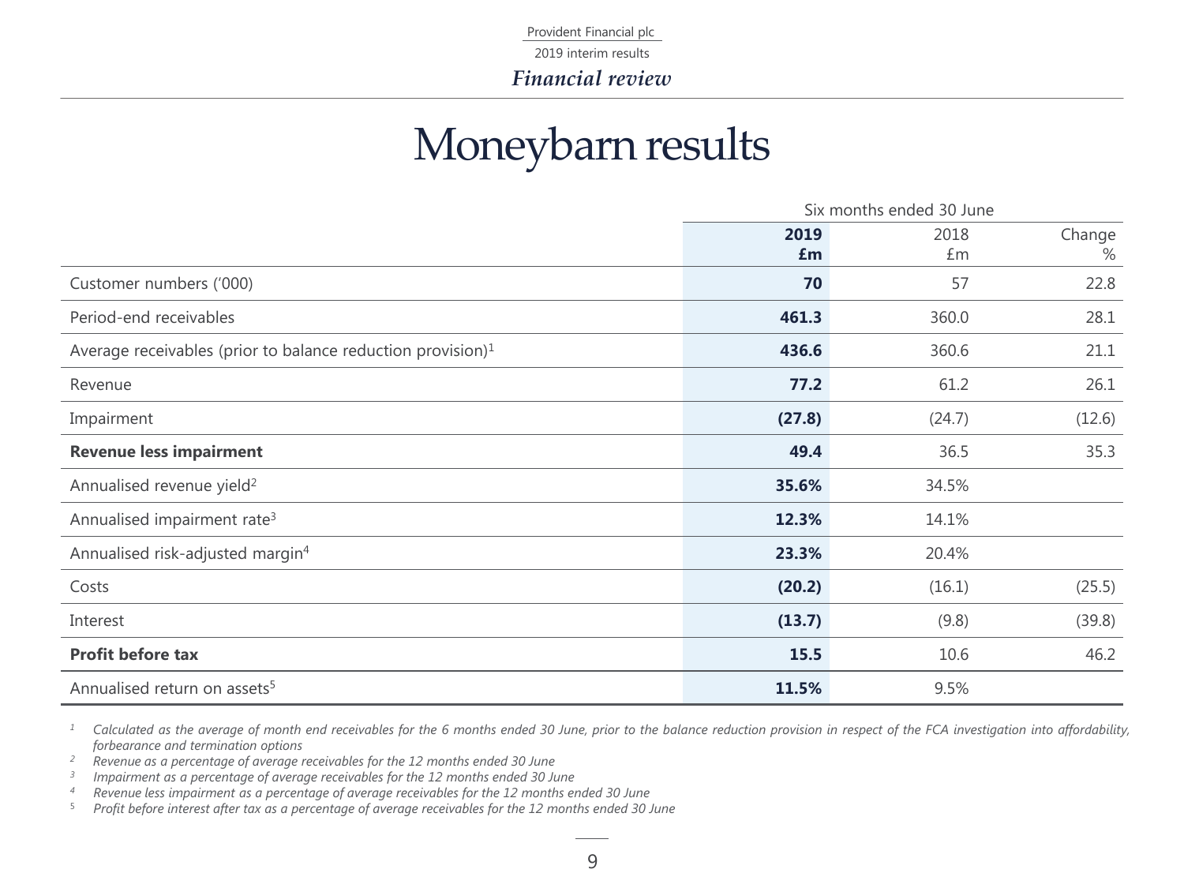# Moneybarn results

| | Six months ended 30 June | | |
|---|---|---|---|
| | **2019 £m** | 2018 £m | Change % |
| Customer numbers ('000) | **70** | 57 | 22.8 |
| Period-end receivables | **461.3** | 360.0 | 28.1 |
| Average receivables (prior to balance reduction provision)[1] | **436.6** | 360.6 | 21.1 |
| Revenue | **77.2** | 61.2 | 26.1 |
| Impairment | **(27.8)** | (24.7) | (12.6) |
| **Revenue less impairment** | **49.4** | 36.5 | 35.3 |
| Annualised revenue yield[2] | **35.6%** | 34.5% | |
| Annualised impairment rate[3] | **12.3%** | 14.1% | |
| Annualised risk-adjusted margin[4] | **23.3%** | 20.4% | |
| Costs | **(20.2)** | (16.1) | (25.5) |
| Interest | **(13.7)** | (9.8) | (39.8) |
| **Profit before tax** | **15.5** | 10.6 | 46.2 |
| Annualised return on assets[5] | **11.5%** | 9.5% | |

*[1] Calculated as the average of month end receivables for the 6 months ended 30 June, prior to the balance reduction provision in respect of the FCA investigation into affordability, forbearance and termination options*
*[2] Revenue as a percentage of average receivables for the 12 months ended 30 June*
*[3] Impairment as a percentage of average receivables for the 12 months ended 30 June*
*[4] Revenue less impairment as a percentage of average receivables for the 12 months ended 30 June*
*[5] Profit before interest after tax as a percentage of average receivables for the 12 months ended 30 June*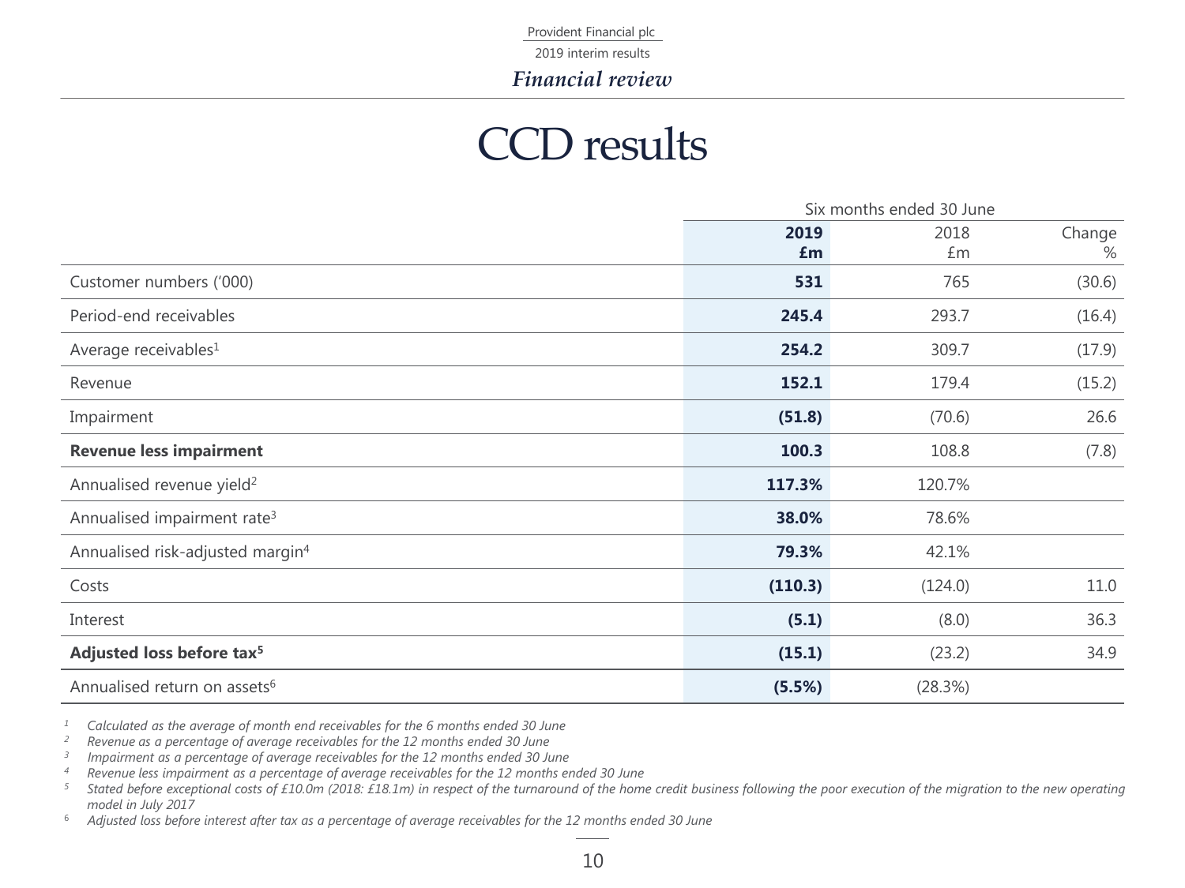# CCD results

| | Six months ended 30 June | | |
|---|---|---|---|
| | **2019 £m** | 2018 £m | Change % |
| Customer numbers ('000) | **531** | 765 | (30.6) |
| Period-end receivables | **245.4** | 293.7 | (16.4) |
| Average receivables[1] | **254.2** | 309.7 | (17.9) |
| Revenue | **152.1** | 179.4 | (15.2) |
| Impairment | **(51.8)** | (70.6) | 26.6 |
| **Revenue less impairment** | **100.3** | 108.8 | (7.8) |
| Annualised revenue yield[2] | **117.3%** | 120.7% | |
| Annualised impairment rate[3] | **38.0%** | 78.6% | |
| Annualised risk-adjusted margin[4] | **79.3%** | 42.1% | |
| Costs | **(110.3)** | (124.0) | 11.0 |
| Interest | **(5.1)** | (8.0) | 36.3 |
| **Adjusted loss before tax[5]** | **(15.1)** | (23.2) | 34.9 |
| Annualised return on assets[6] | **(5.5%)** | (28.3%) | |

*[1] Calculated as the average of month end receivables for the 6 months ended 30 June*

*[2] Revenue as a percentage of average receivables for the 12 months ended 30 June*

*[3] Impairment as a percentage of average receivables for the 12 months ended 30 June*

*[4] Revenue less impairment as a percentage of average receivables for the 12 months ended 30 June*

*[5] Stated before exceptional costs of £10.0m (2018: £18.1m) in respect of the turnaround of the home credit business following the poor execution of the migration to the new operating model in July 2017*

*[6] Adjusted loss before interest after tax as a percentage of average receivables for the 12 months ended 30 June*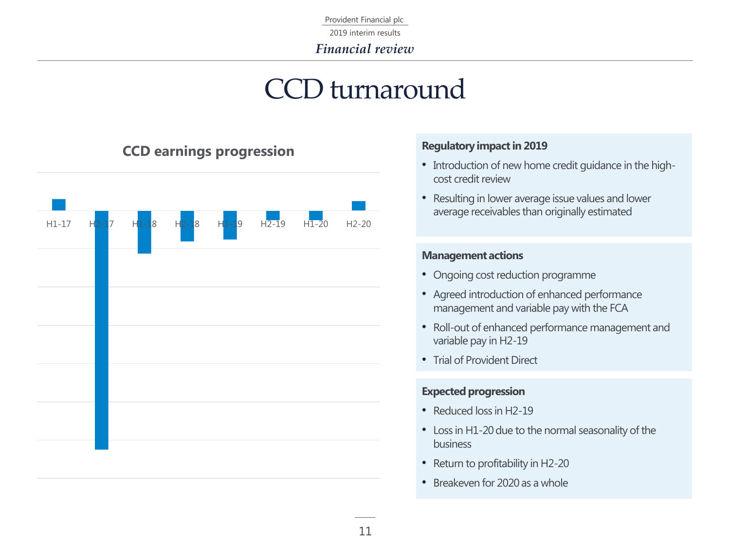# CCD turnaround

## CCD earnings progression

H1-17 | H2-17 | H1-18 | H2-18 | H1-19 | H2-19 | H1-20 | H2-20

### Regulatory impact in 2019

- Introduction of new home credit guidance in the high-cost credit review
- Resulting in lower average issue values and lower average receivables than originally estimated

### Management actions

- Ongoing cost reduction programme
- Agreed introduction of enhanced performance management and variable pay with the FCA
- Roll-out of enhanced performance management and variable pay in H2-19
- Trial of Provident Direct

### Expected progression

- Reduced loss in H2-19
- Loss in H1-20 due to the normal seasonality of the business
- Return to profitability in H2-20
- Breakeven for 2020 as a whole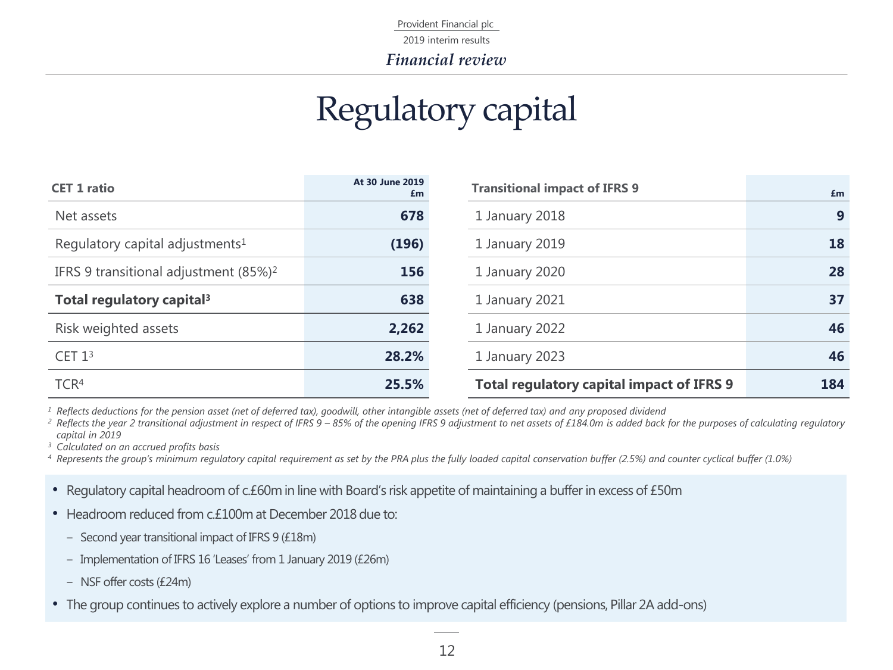# Regulatory capital

| CET 1 ratio | At 30 June 2019 £m |
|---|---|
| Net assets | **678** |
| Regulatory capital adjustments[1] | **(196)** |
| IFRS 9 transitional adjustment (85%)[2] | **156** |
| **Total regulatory capital[3]** | **638** |
| Risk weighted assets | **2,262** |
| CET 1[3] | **28.2%** |
| TCR[4] | **25.5%** |

| Transitional impact of IFRS 9 | £m |
|---|---|
| 1 January 2018 | **9** |
| 1 January 2019 | **18** |
| 1 January 2020 | **28** |
| 1 January 2021 | **37** |
| 1 January 2022 | **46** |
| 1 January 2023 | **46** |
| **Total regulatory capital impact of IFRS 9** | **184** |

*[1] Reflects deductions for the pension asset (net of deferred tax), goodwill, other intangible assets (net of deferred tax) and any proposed dividend*

*[2] Reflects the year 2 transitional adjustment in respect of IFRS 9 – 85% of the opening IFRS 9 adjustment to net assets of £184.0m is added back for the purposes of calculating regulatory capital in 2019*

*[3] Calculated on an accrued profits basis*

*[4] Represents the group's minimum regulatory capital requirement as set by the PRA plus the fully loaded capital conservation buffer (2.5%) and counter cyclical buffer (1.0%)*

- Regulatory capital headroom of c.£60m in line with Board's risk appetite of maintaining a buffer in excess of £50m
- Headroom reduced from c.£100m at December 2018 due to:
  - Second year transitional impact of IFRS 9 (£18m)
  - Implementation of IFRS 16 'Leases' from 1 January 2019 (£26m)
  - NSF offer costs (£24m)
- The group continues to actively explore a number of options to improve capital efficiency (pensions, Pillar 2A add-ons)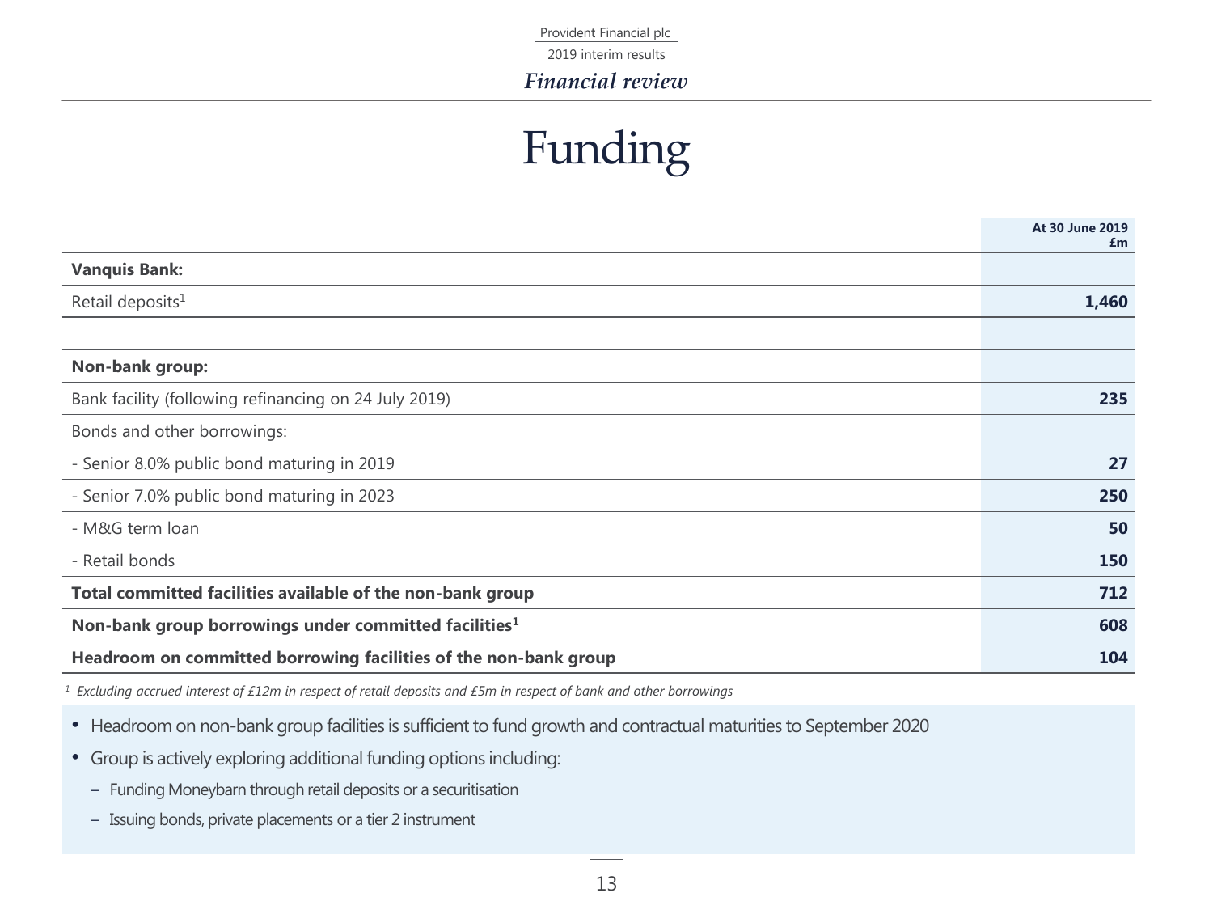# Funding

| | At 30 June 2019 £m |
|---|---|
| **Vanquis Bank:** | |
| Retail deposits[1] | **1,460** |
| | |
| **Non-bank group:** | |
| Bank facility (following refinancing on 24 July 2019) | **235** |
| Bonds and other borrowings: | |
| - Senior 8.0% public bond maturing in 2019 | **27** |
| - Senior 7.0% public bond maturing in 2023 | **250** |
| - M&G term loan | **50** |
| - Retail bonds | **150** |
| **Total committed facilities available of the non-bank group** | **712** |
| **Non-bank group borrowings under committed facilities[1]** | **608** |
| **Headroom on committed borrowing facilities of the non-bank group** | **104** |

*[1] Excluding accrued interest of £12m in respect of retail deposits and £5m in respect of bank and other borrowings*

- Headroom on non-bank group facilities is sufficient to fund growth and contractual maturities to September 2020
- Group is actively exploring additional funding options including:
  - Funding Moneybarn through retail deposits or a securitisation
  - Issuing bonds, private placements or a tier 2 instrument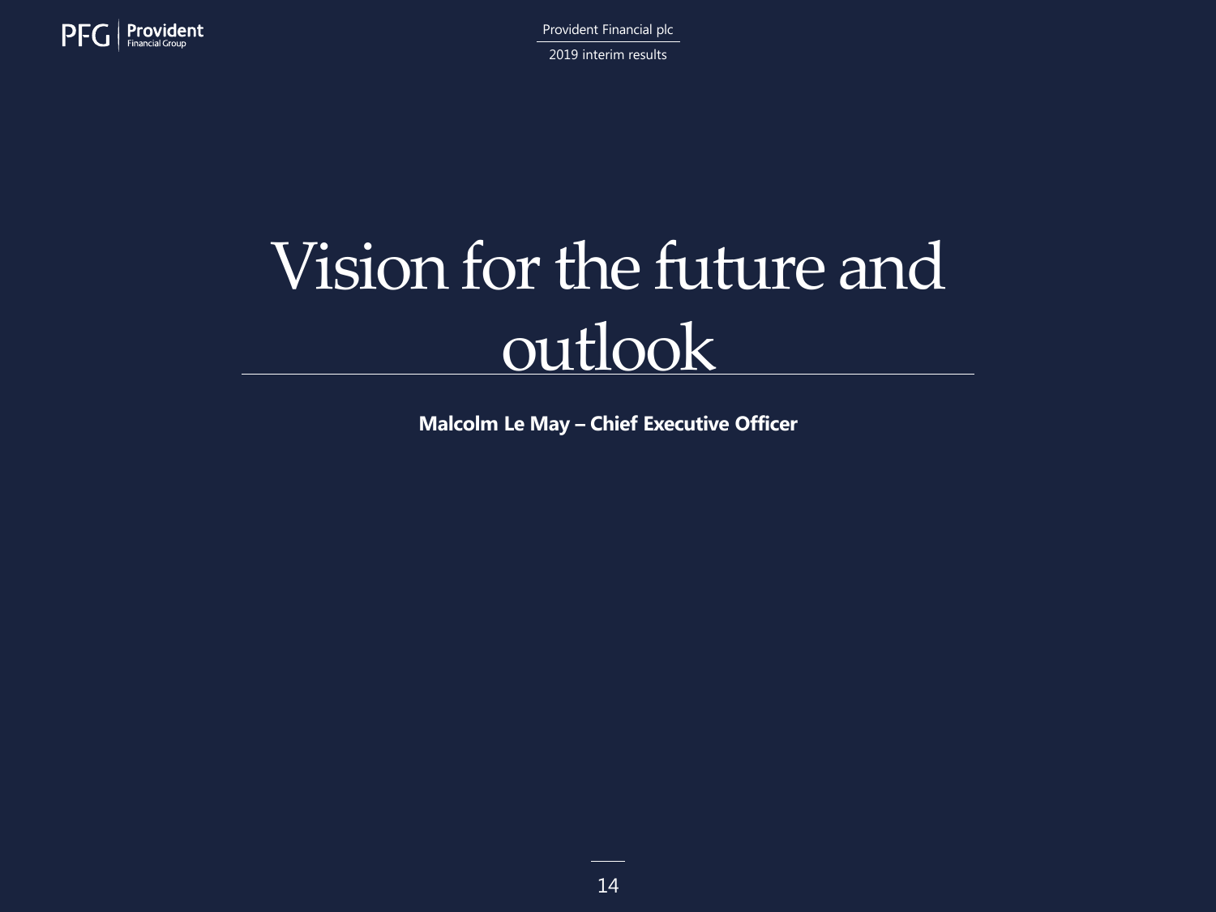# Vision for the future and outlook

**Malcolm Le May – Chief Executive Officer**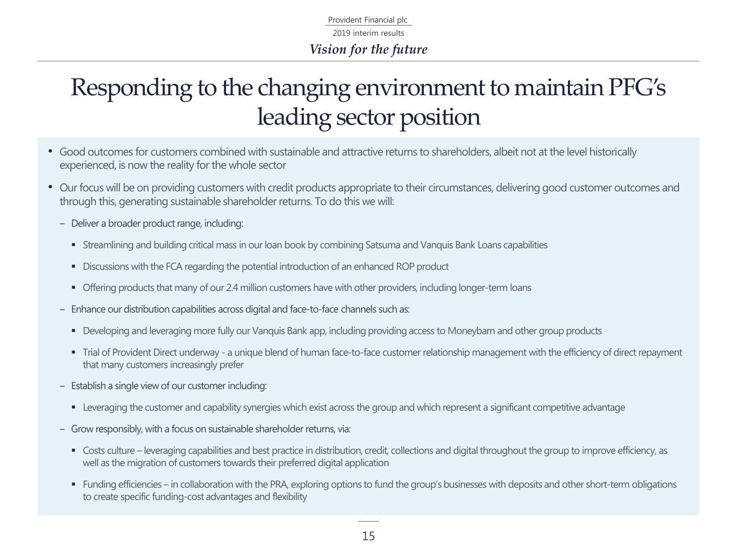# Responding to the changing environment to maintain PFG's leading sector position

- Good outcomes for customers combined with sustainable and attractive returns to shareholders, albeit not at the level historically experienced, is now the reality for the whole sector
- Our focus will be on providing customers with credit products appropriate to their circumstances, delivering good customer outcomes and through this, generating sustainable shareholder returns. To do this we will:
  - Deliver a broader product range, including:
    - Streamlining and building critical mass in our loan book by combining Satsuma and Vanquis Bank Loans capabilities
    - Discussions with the FCA regarding the potential introduction of an enhanced ROP product
    - Offering products that many of our 2.4 million customers have with other providers, including longer-term loans
  - Enhance our distribution capabilities across digital and face-to-face channels such as:
    - Developing and leveraging more fully our Vanquis Bank app, including providing access to Moneybarn and other group products
    - Trial of Provident Direct underway - a unique blend of human face-to-face customer relationship management with the efficiency of direct repayment that many customers increasingly prefer
  - Establish a single view of our customer including:
    - Leveraging the customer and capability synergies which exist across the group and which represent a significant competitive advantage
  - Grow responsibly, with a focus on sustainable shareholder returns, via:
    - Costs culture – leveraging capabilities and best practice in distribution, credit, collections and digital throughout the group to improve efficiency, as well as the migration of customers towards their preferred digital application
    - Funding efficiencies – in collaboration with the PRA, exploring options to fund the group's businesses with deposits and other short-term obligations to create specific funding-cost advantages and flexibility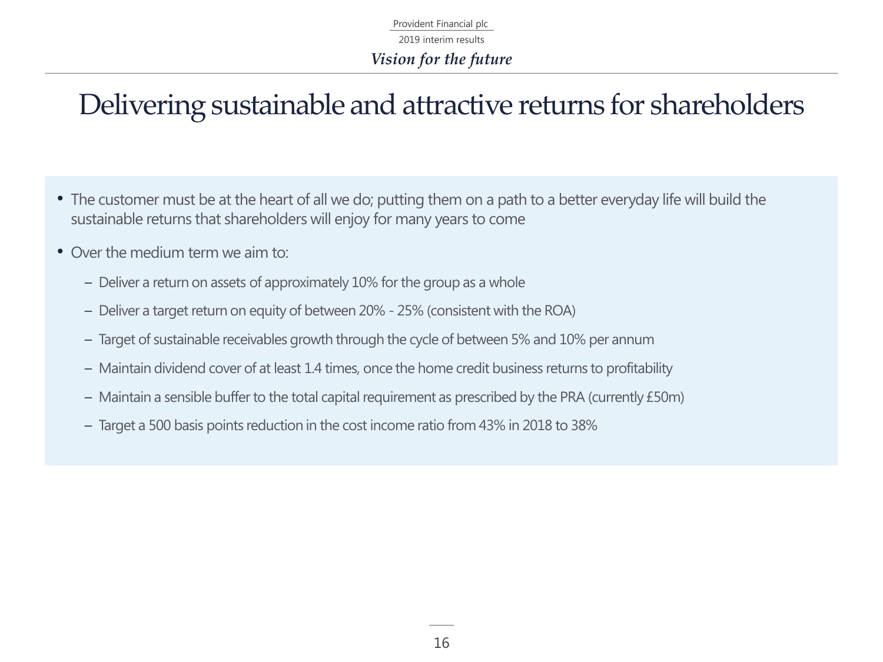# Delivering sustainable and attractive returns for shareholders

- The customer must be at the heart of all we do; putting them on a path to a better everyday life will build the sustainable returns that shareholders will enjoy for many years to come
- Over the medium term we aim to:
  - Deliver a return on assets of approximately 10% for the group as a whole
  - Deliver a target return on equity of between 20% - 25% (consistent with the ROA)
  - Target of sustainable receivables growth through the cycle of between 5% and 10% per annum
  - Maintain dividend cover of at least 1.4 times, once the home credit business returns to profitability
  - Maintain a sensible buffer to the total capital requirement as prescribed by the PRA (currently £50m)
  - Target a 500 basis points reduction in the cost income ratio from 43% in 2018 to 38%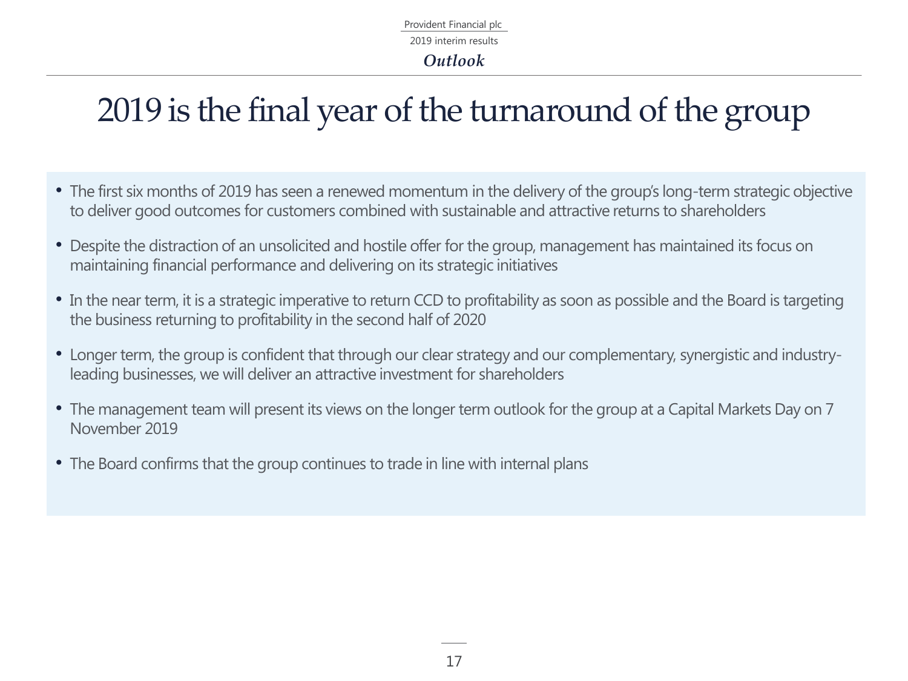*Outlook*

# 2019 is the final year of the turnaround of the group

- The first six months of 2019 has seen a renewed momentum in the delivery of the group's long-term strategic objective to deliver good outcomes for customers combined with sustainable and attractive returns to shareholders
- Despite the distraction of an unsolicited and hostile offer for the group, management has maintained its focus on maintaining financial performance and delivering on its strategic initiatives
- In the near term, it is a strategic imperative to return CCD to profitability as soon as possible and the Board is targeting the business returning to profitability in the second half of 2020
- Longer term, the group is confident that through our clear strategy and our complementary, synergistic and industry-leading businesses, we will deliver an attractive investment for shareholders
- The management team will present its views on the longer term outlook for the group at a Capital Markets Day on 7 November 2019
- The Board confirms that the group continues to trade in line with internal plans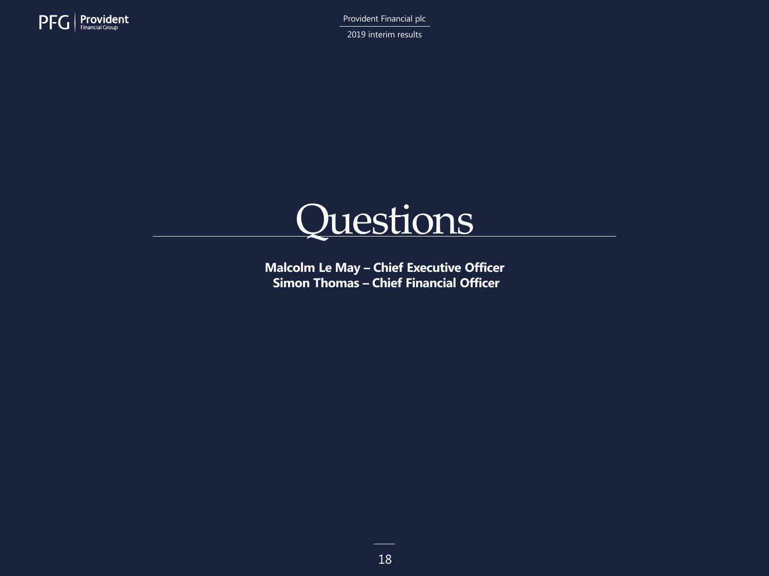# Questions

**Malcolm Le May – Chief Executive Officer**
**Simon Thomas – Chief Financial Officer**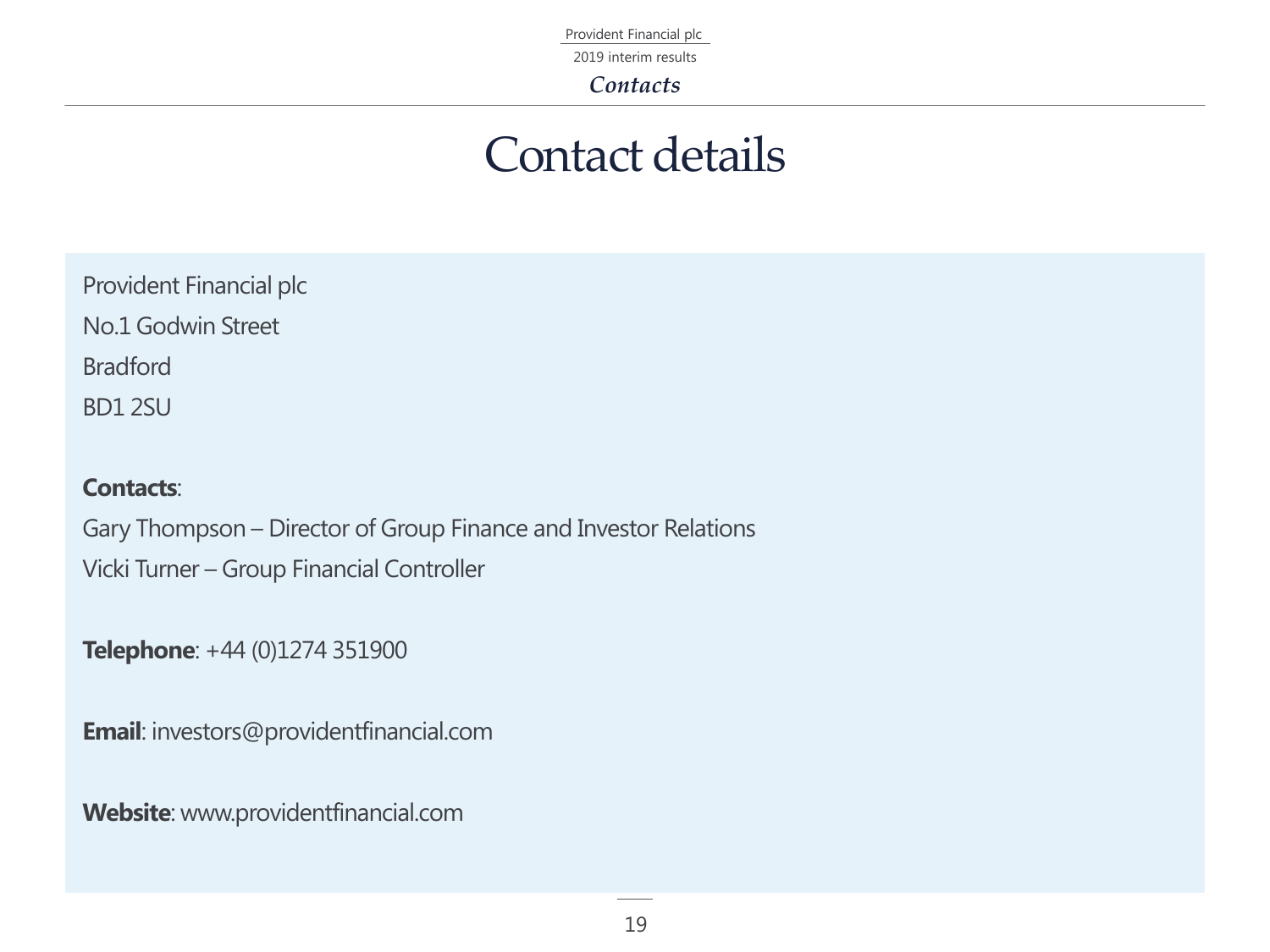# Contact details

Provident Financial plc

No.1 Godwin Street

Bradford

BD1 2SU

**Contacts**:

Gary Thompson – Director of Group Finance and Investor Relations

Vicki Turner – Group Financial Controller

**Telephone**: +44 (0)1274 351900

**Email**: investors@providentfinancial.com

**Website**: www.providentfinancial.com